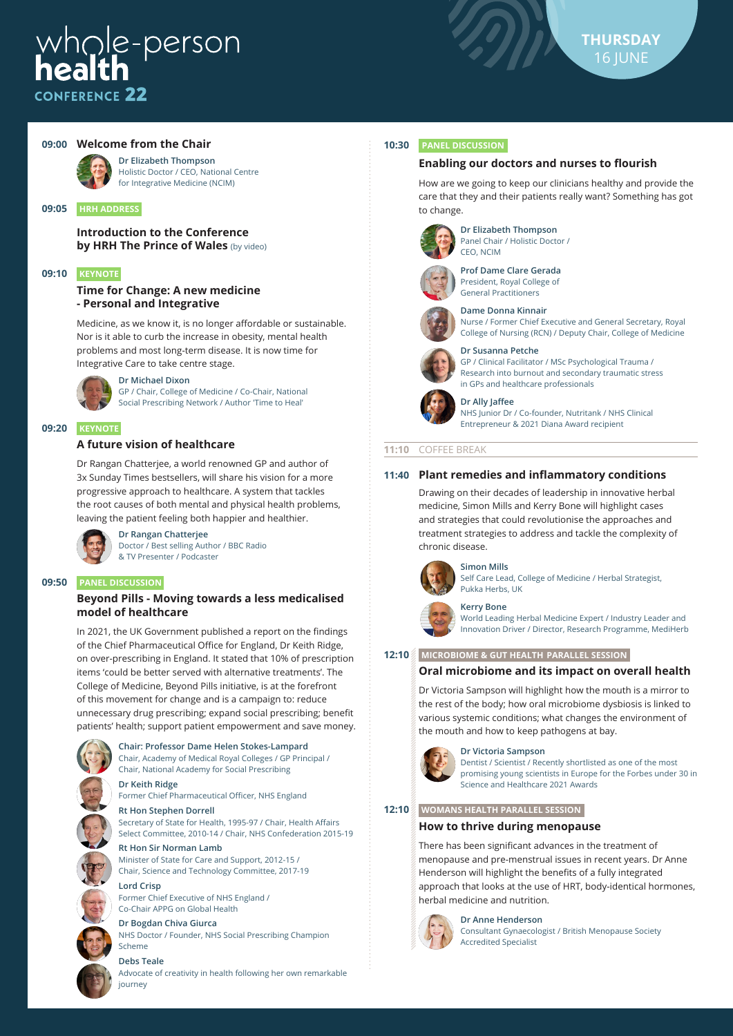# whole-person health CONFERENCE 22

**THURSDAY** 16 JUNE

**09:00** **Welcome from the Chair**

**Dr Elizabeth Thompson**
Holistic Doctor / CEO, National Centre for Integrative Medicine (NCIM)

**09:05** **HRH ADDRESS**

**Introduction to the Conference by HRH The Prince of Wales** (by video)

**09:10** **KEYNOTE**

**Time for Change: A new medicine - Personal and Integrative**

Medicine, as we know it, is no longer affordable or sustainable. Nor is it able to curb the increase in obesity, mental health problems and most long-term disease. It is now time for Integrative Care to take centre stage.

**Dr Michael Dixon**
GP / Chair, College of Medicine / Co-Chair, National Social Prescribing Network / Author 'Time to Heal'

**09:20** **KEYNOTE**

**A future vision of healthcare**

Dr Rangan Chatterjee, a world renowned GP and author of 3x Sunday Times bestsellers, will share his vision for a more progressive approach to healthcare. A system that tackles the root causes of both mental and physical health problems, leaving the patient feeling both happier and healthier.

**Dr Rangan Chatterjee**
Doctor / Best selling Author / BBC Radio & TV Presenter / Podcaster

**09:50** **PANEL DISCUSSION**

**Beyond Pills - Moving towards a less medicalised model of healthcare**

In 2021, the UK Government published a report on the findings of the Chief Pharmaceutical Office for England, Dr Keith Ridge, on over-prescribing in England. It stated that 10% of prescription items 'could be better served with alternative treatments'. The College of Medicine, Beyond Pills initiative, is at the forefront of this movement for change and is a campaign to: reduce unnecessary drug prescribing; expand social prescribing; benefit patients' health; support patient empowerment and save money.

**Chair: Professor Dame Helen Stokes-Lampard**
Chair, Academy of Medical Royal Colleges / GP Principal / Chair, National Academy for Social Prescribing

**Dr Keith Ridge**
Former Chief Pharmaceutical Officer, NHS England

**Rt Hon Stephen Dorrell**
Secretary of State for Health, 1995-97 / Chair, Health Affairs Select Committee, 2010-14 / Chair, NHS Confederation 2015-19

**Rt Hon Sir Norman Lamb**
Minister of State for Care and Support, 2012-15 / Chair, Science and Technology Committee, 2017-19

**Lord Crisp**
Former Chief Executive of NHS England / Co-Chair APPG on Global Health

**Dr Bogdan Chiva Giurca**
NHS Doctor / Founder, NHS Social Prescribing Champion Scheme

**Debs Teale**
Advocate of creativity in health following her own remarkable journey

**10:30** **PANEL DISCUSSION**

**Enabling our doctors and nurses to flourish**

How are we going to keep our clinicians healthy and provide the care that they and their patients really want? Something has got to change.

**Dr Elizabeth Thompson**
Panel Chair / Holistic Doctor / CEO, NCIM

**Prof Dame Clare Gerada**
President, Royal College of General Practitioners

**Dame Donna Kinnair**
Nurse / Former Chief Executive and General Secretary, Royal College of Nursing (RCN) / Deputy Chair, College of Medicine

**Dr Susanna Petche**
GP / Clinical Facilitator / MSc Psychological Trauma / Research into burnout and secondary traumatic stress in GPs and healthcare professionals

**Dr Ally Jaffee**
NHS Junior Dr / Co-founder, Nutritank / NHS Clinical Entrepreneur & 2021 Diana Award recipient

**11:10** COFFEE BREAK

**11:40** **Plant remedies and inflammatory conditions**

Drawing on their decades of leadership in innovative herbal medicine, Simon Mills and Kerry Bone will highlight cases and strategies that could revolutionise the approaches and treatment strategies to address and tackle the complexity of chronic disease.

**Simon Mills**
Self Care Lead, College of Medicine / Herbal Strategist, Pukka Herbs, UK

**Kerry Bone**
World Leading Herbal Medicine Expert / Industry Leader and Innovation Driver / Director, Research Programme, MediHerb

**12:10** **MICROBIOME & GUT HEALTH PARALLEL SESSION**

**Oral microbiome and its impact on overall health**

Dr Victoria Sampson will highlight how the mouth is a mirror to the rest of the body; how oral microbiome dysbiosis is linked to various systemic conditions; what changes the environment of the mouth and how to keep pathogens at bay.

**Dr Victoria Sampson**
Dentist / Scientist / Recently shortlisted as one of the most promising young scientists in Europe for the Forbes under 30 in Science and Healthcare 2021 Awards

**12:10** **WOMANS HEALTH PARALLEL SESSION**

**How to thrive during menopause**

There has been significant advances in the treatment of menopause and pre-menstrual issues in recent years. Dr Anne Henderson will highlight the benefits of a fully integrated approach that looks at the use of HRT, body-identical hormones, herbal medicine and nutrition.

**Dr Anne Henderson**
Consultant Gynaecologist / British Menopause Society Accredited Specialist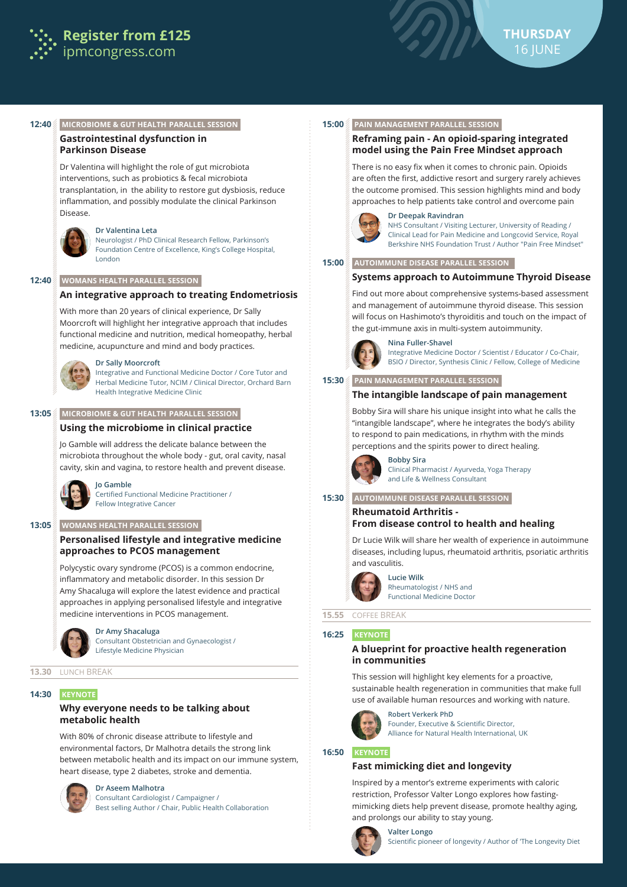**Register from £125**
ipmcongress.com

**THURSDAY**
16 JUNE

**12:40** MICROBIOME & GUT HEALTH PARALLEL SESSION

### Gastrointestinal dysfunction in Parkinson Disease

Dr Valentina will highlight the role of gut microbiota interventions, such as probiotics & fecal microbiota transplantation, in the ability to restore gut dysbiosis, reduce inflammation, and possibly modulate the clinical Parkinson Disease.

**Dr Valentina Leta**
Neurologist / PhD Clinical Research Fellow, Parkinson's Foundation Centre of Excellence, King's College Hospital, London

**12:40** WOMANS HEALTH PARALLEL SESSION

### An integrative approach to treating Endometriosis

With more than 20 years of clinical experience, Dr Sally Moorcroft will highlight her integrative approach that includes functional medicine and nutrition, medical homeopathy, herbal medicine, acupuncture and mind and body practices.

**Dr Sally Moorcroft**
Integrative and Functional Medicine Doctor / Core Tutor and Herbal Medicine Tutor, NCIM / Clinical Director, Orchard Barn Health Integrative Medicine Clinic

**13:05** MICROBIOME & GUT HEALTH PARALLEL SESSION

### Using the microbiome in clinical practice

Jo Gamble will address the delicate balance between the microbiota throughout the whole body - gut, oral cavity, nasal cavity, skin and vagina, to restore health and prevent disease.

**Jo Gamble**
Certified Functional Medicine Practitioner / Fellow Integrative Cancer

**13:05** WOMANS HEALTH PARALLEL SESSION

### Personalised lifestyle and integrative medicine approaches to PCOS management

Polycystic ovary syndrome (PCOS) is a common endocrine, inflammatory and metabolic disorder. In this session Dr Amy Shacaluga will explore the latest evidence and practical approaches in applying personalised lifestyle and integrative medicine interventions in PCOS management.

**Dr Amy Shacaluga**
Consultant Obstetrician and Gynaecologist / Lifestyle Medicine Physician

**13.30** LUNCH BREAK

**14:30** KEYNOTE

### Why everyone needs to be talking about metabolic health

With 80% of chronic disease attribute to lifestyle and environmental factors, Dr Malhotra details the strong link between metabolic health and its impact on our immune system, heart disease, type 2 diabetes, stroke and dementia.

**Dr Aseem Malhotra**
Consultant Cardiologist / Campaigner / Best selling Author / Chair, Public Health Collaboration

**15:00** PAIN MANAGEMENT PARALLEL SESSION

### Reframing pain - An opioid-sparing integrated model using the Pain Free Mindset approach

There is no easy fix when it comes to chronic pain. Opioids are often the first, addictive resort and surgery rarely achieves the outcome promised. This session highlights mind and body approaches to help patients take control and overcome pain

**Dr Deepak Ravindran**
NHS Consultant / Visiting Lecturer, University of Reading / Clinical Lead for Pain Medicine and Longcovid Service, Royal Berkshire NHS Foundation Trust / Author "Pain Free Mindset"

**15:00** AUTOIMMUNE DISEASE PARALLEL SESSION

### Systems approach to Autoimmune Thyroid Disease

Find out more about comprehensive systems-based assessment and management of autoimmune thyroid disease. This session will focus on Hashimoto's thyroiditis and touch on the impact of the gut-immune axis in multi-system autoimmunity.

**Nina Fuller-Shavel**
Integrative Medicine Doctor / Scientist / Educator / Co-Chair, BSIO / Director, Synthesis Clinic / Fellow, College of Medicine

**15:30** PAIN MANAGEMENT PARALLEL SESSION

### The intangible landscape of pain management

Bobby Sira will share his unique insight into what he calls the "intangible landscape", where he integrates the body's ability to respond to pain medications, in rhythm with the minds perceptions and the spirits power to direct healing.

**Bobby Sira**
Clinical Pharmacist / Ayurveda, Yoga Therapy and Life & Wellness Consultant

**15:30** AUTOIMMUNE DISEASE PARALLEL SESSION

### Rheumatoid Arthritis - From disease control to health and healing

Dr Lucie Wilk will share her wealth of experience in autoimmune diseases, including lupus, rheumatoid arthritis, psoriatic arthritis and vasculitis.

**Lucie Wilk**
Rheumatologist / NHS and Functional Medicine Doctor

**15.55** COFFEE BREAK

**16:25** KEYNOTE

### A blueprint for proactive health regeneration in communities

This session will highlight key elements for a proactive, sustainable health regeneration in communities that make full use of available human resources and working with nature.

**Robert Verkerk PhD**
Founder, Executive & Scientific Director, Alliance for Natural Health International, UK

**16:50** KEYNOTE

### Fast mimicking diet and longevity

Inspired by a mentor's extreme experiments with caloric restriction, Professor Valter Longo explores how fasting-mimicking diets help prevent disease, promote healthy aging, and prolongs our ability to stay young.

**Valter Longo**
Scientific pioneer of longevity / Author of 'The Longevity Diet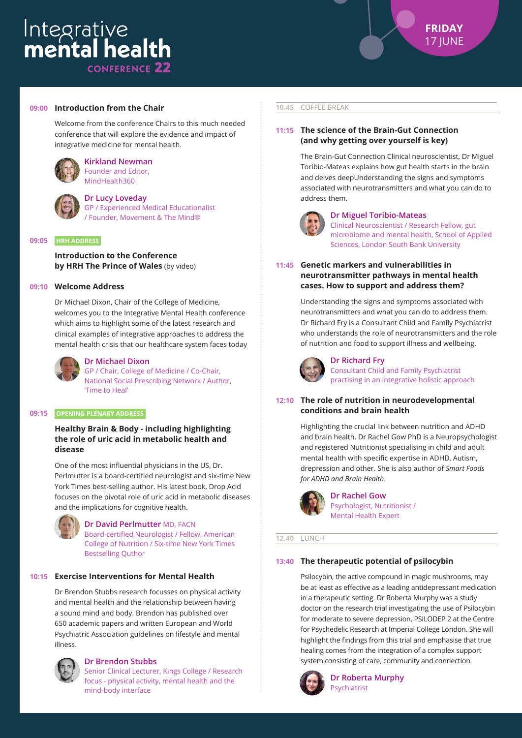# Integrative mental health CONFERENCE 22

**FRIDAY** 17 JUNE

### 09:00 Introduction from the Chair

Welcome from the conference Chairs to this much needed conference that will explore the evidence and impact of integrative medicine for mental health.

**Kirkland Newman**
Founder and Editor, MindHealth360

**Dr Lucy Loveday**
GP / Experienced Medical Educationalist / Founder, Movement & The Mind®

### 09:05 HRH ADDRESS

**Introduction to the Conference by HRH The Prince of Wales** (by video)

### 09:10 Welcome Address

Dr Michael Dixon, Chair of the College of Medicine, welcomes you to the Integrative Mental Health conference which aims to highlight some of the latest research and clinical examples of integrative approaches to address the mental health crisis that our healthcare system faces today

**Dr Michael Dixon**
GP / Chair, College of Medicine / Co-Chair, National Social Prescribing Network / Author, 'Time to Heal'

### 09:15 OPENING PLENARY ADDRESS

**Healthy Brain & Body - including highlighting the role of uric acid in metabolic health and disease**

One of the most influential physicians in the US, Dr. Perlmutter is a board-certified neurologist and six-time New York Times best-selling author. His latest book, Drop Acid focuses on the pivotal role of uric acid in metabolic diseases and the implications for cognitive health.

**Dr David Perlmutter** MD, FACN
Board-certified Neurologist / Fellow, American College of Nutrition / Six-time New York Times Bestselling Quthor

### 10:15 Exercise Interventions for Mental Health

Dr Brendon Stubbs research focusses on physical activity and mental health and the relationship between having a sound mind and body. Brendon has published over 650 academic papers and written European and World Psychiatric Association guidelines on lifestyle and mental illness.

**Dr Brendon Stubbs**
Senior Clinical Lecturer, Kings College / Research focus - physical activity, mental health and the mind-body interface

### 10.45 COFFEE BREAK

### 11:15 The science of the Brain-Gut Connection (and why getting over yourself is key)

The Brain-Gut Connection Clinical neuroscientist, Dr Miguel Toribio-Mateas explains how gut health starts in the brain and delves deepUnderstanding the signs and symptoms associated with neurotransmitters and what you can do to address them.

**Dr Miguel Toribio-Mateas**
Clinical Neuroscientist / Research Fellow, gut microbiome and mental health, School of Applied Sciences, London South Bank University

### 11:45 Genetic markers and vulnerabilities in neurotransmitter pathways in mental health cases. How to support and address them?

Understanding the signs and symptoms associated with neurotransmitters and what you can do to address them. Dr Richard Fry is a Consultant Child and Family Psychiatrist who understands the role of neurotransmitters and the role of nutrition and food to support illness and wellbeing.

**Dr Richard Fry**
Consultant Child and Family Psychiatrist practising in an integrative holistic approach

### 12:10 The role of nutrition in neurodevelopmental conditions and brain health

Highlighting the crucial link between nutrition and ADHD and brain health. Dr Rachel Gow PhD is a Neuropsychologist and registered Nutritionist specialising in child and adult mental health with specific expertise in ADHD, Autism, drepression and other. She is also author of *Smart Foods for ADHD and Brain Health*.

**Dr Rachel Gow**
Psychologist, Nutritionist / Mental Health Expert

### 12.40 LUNCH

### 13:40 The therapeutic potential of psilocybin

Psilocybin, the active compound in magic mushrooms, may be at least as effective as a leading antidepressant medication in a therapeutic setting. Dr Roberta Murphy was a study doctor on the research trial investigating the use of Psilocybin for moderate to severe depression, PSILODEP 2 at the Centre for Psychedelic Research at Imperial College London. She will highlight the findings from this trial and emphasise that true healing comes from the integration of a complex support system consisting of care, community and connection.

**Dr Roberta Murphy**
Psychiatrist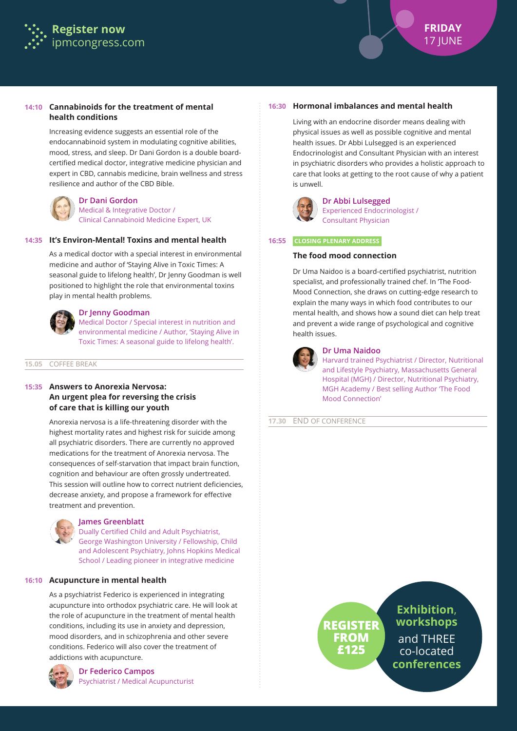**Register now**
ipmcongress.com

**FRIDAY**
17 JUNE

### 14:10 Cannabinoids for the treatment of mental health conditions

Increasing evidence suggests an essential role of the endocannabinoid system in modulating cognitive abilities, mood, stress, and sleep. Dr Dani Gordon is a double board-certified medical doctor, integrative medicine physician and expert in CBD, cannabis medicine, brain wellness and stress resilience and author of the CBD Bible.

**Dr Dani Gordon**
Medical & Integrative Doctor / Clinical Cannabinoid Medicine Expert, UK

### 14:35 It's Environ-Mental! Toxins and mental health

As a medical doctor with a special interest in environmental medicine and author of 'Staying Alive in Toxic Times: A seasonal guide to lifelong health', Dr Jenny Goodman is well positioned to highlight the role that environmental toxins play in mental health problems.

**Dr Jenny Goodman**
Medical Doctor / Special interest in nutrition and environmental medicine / Author, 'Staying Alive in Toxic Times: A seasonal guide to lifelong health'.

**15.05** COFFEE BREAK

### 15:35 Answers to Anorexia Nervosa: An urgent plea for reversing the crisis of care that is killing our youth

Anorexia nervosa is a life-threatening disorder with the highest mortality rates and highest risk for suicide among all psychiatric disorders. There are currently no approved medications for the treatment of Anorexia nervosa. The consequences of self-starvation that impact brain function, cognition and behaviour are often grossly undertreated. This session will outline how to correct nutrient deficiencies, decrease anxiety, and propose a framework for effective treatment and prevention.

**James Greenblatt**
Dually Certified Child and Adult Psychiatrist, George Washington University / Fellowship, Child and Adolescent Psychiatry, Johns Hopkins Medical School / Leading pioneer in integrative medicine

### 16:10 Acupuncture in mental health

As a psychiatrist Federico is experienced in integrating acupuncture into orthodox psychiatric care. He will look at the role of acupuncture in the treatment of mental health conditions, including its use in anxiety and depression, mood disorders, and in schizophrenia and other severe conditions. Federico will also cover the treatment of addictions with acupuncture.

**Dr Federico Campos**
Psychiatrist / Medical Acupuncturist

### 16:30 Hormonal imbalances and mental health

Living with an endocrine disorder means dealing with physical issues as well as possible cognitive and mental health issues. Dr Abbi Lulsegged is an experienced Endocrinologist and Consultant Physician with an interest in psychiatric disorders who provides a holistic approach to care that looks at getting to the root cause of why a patient is unwell.

**Dr Abbi Lulsegged**
Experienced Endocrinologist / Consultant Physician

### 16:55 CLOSING PLENARY ADDRESS

### The food mood connection

Dr Uma Naidoo is a board-certified psychiatrist, nutrition specialist, and professionally trained chef. In 'The Food-Mood Connection, she draws on cutting-edge research to explain the many ways in which food contributes to our mental health, and shows how a sound diet can help treat and prevent a wide range of psychological and cognitive health issues.

**Dr Uma Naidoo**
Harvard trained Psychiatrist / Director, Nutritional and Lifestyle Psychiatry, Massachusetts General Hospital (MGH) / Director, Nutritional Psychiatry, MGH Academy / Best selling Author 'The Food Mood Connection'

**17.30** END OF CONFERENCE

**REGISTER FROM £125**

**Exhibition, workshops** and THREE co-located **conferences**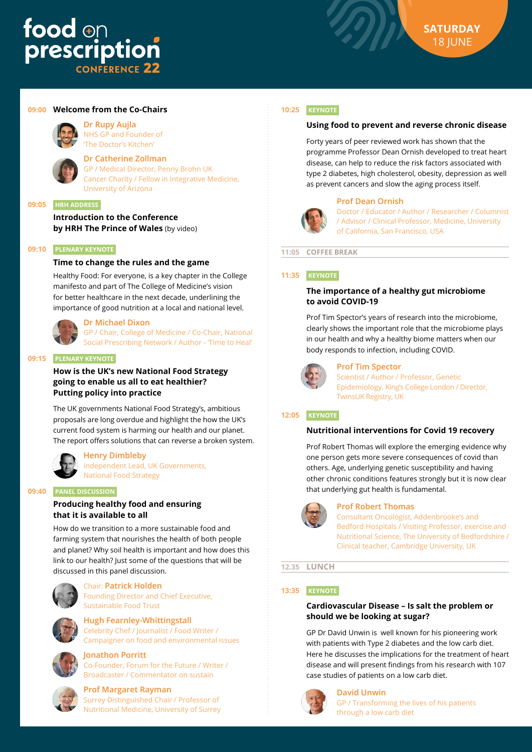# food on prescription CONFERENCE 22

**SATURDAY 18 JUNE**

**09:00 Welcome from the Co-Chairs**

Dr Rupy Aujla
NHS GP and Founder of 'The Doctor's Kitchen'

Dr Catherine Zollman
GP / Medical Director, Penny Brohn UK Cancer Charity / Fellow in Integrative Medicine, University of Arizona

**09:05** HRH ADDRESS

**Introduction to the Conference by HRH The Prince of Wales** (by video)

**09:10** PLENARY KEYNOTE

**Time to change the rules and the game**

Healthy Food: For everyone, is a key chapter in the College manifesto and part of The College of Medicine's vision for better healthcare in the next decade, underlining the importance of good nutrition at a local and national level.

Dr Michael Dixon
GP / Chair, College of Medicine / Co-Chair, National Social Prescribing Network / Author - 'Time to Heal'

**09:15** PLENARY KEYNOTE

**How is the UK's new National Food Strategy going to enable us all to eat healthier? Putting policy into practice**

The UK governments National Food Strategy's, ambitious proposals are long overdue and highlight the how the UK's current food system is harming our health and our planet. The report offers solutions that can reverse a broken system.

Henry Dimbleby
Independent Lead, UK Governments, National Food Strategy

**09:40** PANEL DISCUSSION

**Producing healthy food and ensuring that it is available to all**

How do we transition to a more sustainable food and farming system that nourishes the health of both people and planet? Why soil health is important and how does this link to our health? Just some of the questions that will be discussed in this panel discussion.

Chair: Patrick Holden
Founding Director and Chief Executive, Sustainable Food Trust

Hugh Fearnley-Whittingstall
Celebrity Chef / Journalist / Food Writer / Campaigner on food and environmental issues

Jonathon Porritt
Co-Founder, Forum for the Future / Writer / Broadcaster / Commentator on sustain

Prof Margaret Rayman
Surrey Distinguished Chair / Professor of Nutritional Medicine, University of Surrey

**10:25** KEYNOTE

**Using food to prevent and reverse chronic disease**

Forty years of peer reviewed work has shown that the programme Professor Dean Ornish developed to treat heart disease, can help to reduce the risk factors associated with type 2 diabetes, high cholesterol, obesity, depression as well as prevent cancers and slow the aging process itself.

Prof Dean Ornish
Doctor / Educator / Author / Researcher / Columnist / Advisor / Clinical Professor, Medicine, University of California, San Francisco, USA

**11:05 COFFEE BREAK**

**11:35** KEYNOTE

**The importance of a healthy gut microbiome to avoid COVID-19**

Prof Tim Spector's years of research into the microbiome, clearly shows the important role that the microbiome plays in our health and why a healthy biome matters when our body responds to infection, including COVID.

Prof Tim Spector
Scientist / Author / Professor, Genetic Epidemiology, King's College London / Director, TwinsUK Registry, UK

**12:05** KEYNOTE

**Nutritional interventions for Covid 19 recovery**

Prof Robert Thomas will explore the emerging evidence why one person gets more severe consequences of covid than others. Age, underlying genetic susceptibility and having other chronic conditions features strongly but it is now clear that underlying gut health is fundamental.

Prof Robert Thomas
Consultant Oncologist, Addenbrooke's and Bedford Hospitals / Visiting Professor, exercise and Nutritional Science, The University of Bedfordshire / Clinical teacher, Cambridge University, UK

**12.35 LUNCH**

**13:35** KEYNOTE

**Cardiovascular Disease – Is salt the problem or should we be looking at sugar?**

GP Dr David Unwin is well known for his pioneering work with patients with Type 2 diabetes and the low carb diet. Here he discusses the implications for the treatment of heart disease and will present findings from his research with 107 case studies of patients on a low carb diet.

David Unwin
GP / Transforming the lives of his patients through a low carb diet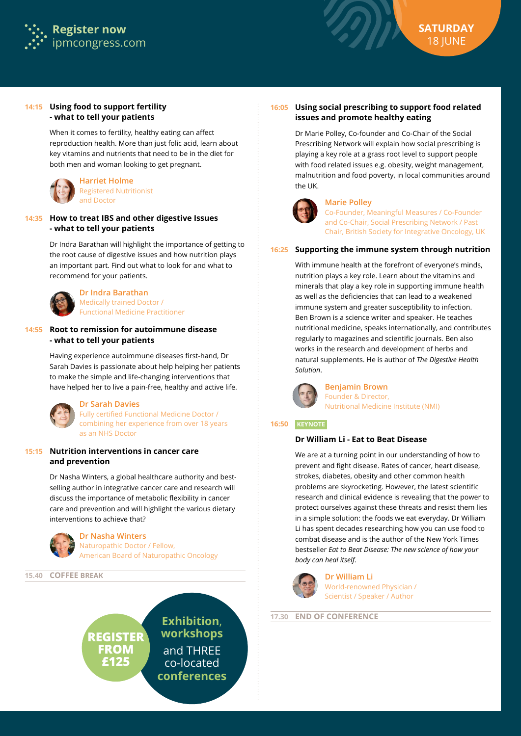**Register now**
ipmcongress.com

**SATURDAY**
18 JUNE

### 14:15 Using food to support fertility - what to tell your patients

When it comes to fertility, healthy eating can affect reproduction health. More than just folic acid, learn about key vitamins and nutrients that need to be in the diet for both men and woman looking to get pregnant.

**Harriet Holme**
Registered Nutritionist and Doctor

### 14:35 How to treat IBS and other digestive Issues - what to tell your patients

Dr Indra Barathan will highlight the importance of getting to the root cause of digestive issues and how nutrition plays an important part. Find out what to look for and what to recommend for your patients.

**Dr Indra Barathan**
Medically trained Doctor / Functional Medicine Practitioner

### 14:55 Root to remission for autoimmune disease - what to tell your patients

Having experience autoimmune diseases first-hand, Dr Sarah Davies is passionate about help helping her patients to make the simple and life-changing interventions that have helped her to live a pain-free, healthy and active life.

**Dr Sarah Davies**
Fully certified Functional Medicine Doctor / combining her experience from over 18 years as an NHS Doctor

### 15:15 Nutrition interventions in cancer care and prevention

Dr Nasha Winters, a global healthcare authority and best-selling author in integrative cancer care and research will discuss the importance of metabolic flexibility in cancer care and prevention and will highlight the various dietary interventions to achieve that?

**Dr Nasha Winters**
Naturopathic Doctor / Fellow, American Board of Naturopathic Oncology

**15.40 COFFEE BREAK**

**REGISTER FROM £125**

**Exhibition, workshops** and THREE co-located **conferences**

### 16:05 Using social prescribing to support food related issues and promote healthy eating

Dr Marie Polley, Co-founder and Co-Chair of the Social Prescribing Network will explain how social prescribing is playing a key role at a grass root level to support people with food related issues e.g. obesity, weight management, malnutrition and food poverty, in local communities around the UK.

**Marie Polley**
Co-Founder, Meaningful Measures / Co-Founder and Co-Chair, Social Prescribing Network / Past Chair, British Society for Integrative Oncology, UK

### 16:25 Supporting the immune system through nutrition

With immune health at the forefront of everyone's minds, nutrition plays a key role. Learn about the vitamins and minerals that play a key role in supporting immune health as well as the deficiencies that can lead to a weakened immune system and greater susceptibility to infection. Ben Brown is a science writer and speaker. He teaches nutritional medicine, speaks internationally, and contributes regularly to magazines and scientific journals. Ben also works in the research and development of herbs and natural supplements. He is author of *The Digestive Health Solution*.

**Benjamin Brown**
Founder & Director, Nutritional Medicine Institute (NMI)

### 16:50 KEYNOTE

### Dr William Li - Eat to Beat Disease

We are at a turning point in our understanding of how to prevent and fight disease. Rates of cancer, heart disease, strokes, diabetes, obesity and other common health problems are skyrocketing. However, the latest scientific research and clinical evidence is revealing that the power to protect ourselves against these threats and resist them lies in a simple solution: the foods we eat everyday. Dr William Li has spent decades researching how you can use food to combat disease and is the author of the New York Times bestseller *Eat to Beat Disease: The new science of how your body can heal itself*.

**Dr William Li**
World-renowned Physician / Scientist / Speaker / Author

**17.30 END OF CONFERENCE**